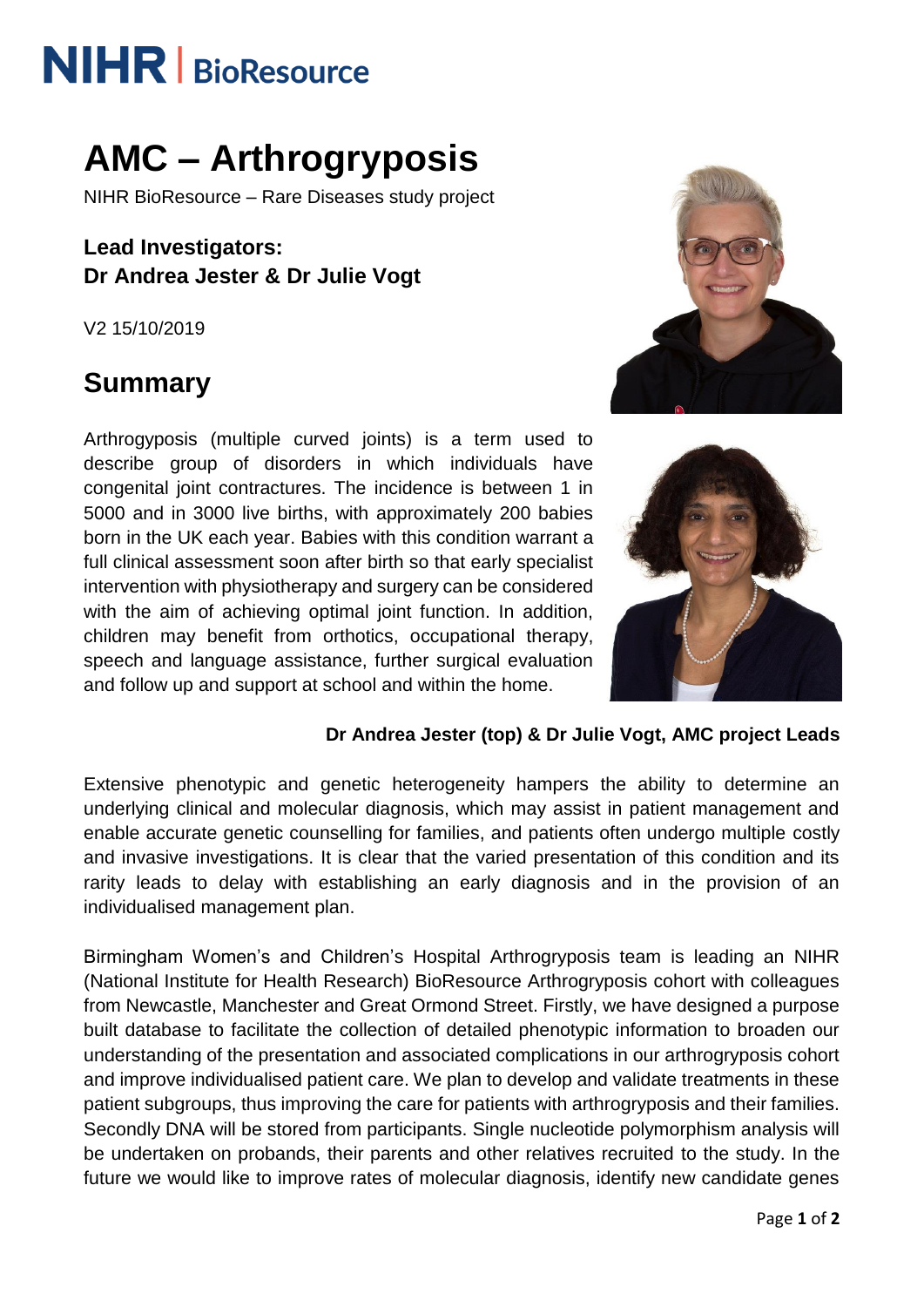NIHR | BioResource

# AMC – Arthrogryposis

NIHR BioResource – Rare Diseases study project

**Lead Investigators:**
**Dr Andrea Jester & Dr Julie Vogt**

V2 15/10/2019

## Summary

Arthrogyposis (multiple curved joints) is a term used to describe group of disorders in which individuals have congenital joint contractures. The incidence is between 1 in 5000 and in 3000 live births, with approximately 200 babies born in the UK each year. Babies with this condition warrant a full clinical assessment soon after birth so that early specialist intervention with physiotherapy and surgery can be considered with the aim of achieving optimal joint function. In addition, children may benefit from orthotics, occupational therapy, speech and language assistance, further surgical evaluation and follow up and support at school and within the home.

**Dr Andrea Jester (top) & Dr Julie Vogt, AMC project Leads**

Extensive phenotypic and genetic heterogeneity hampers the ability to determine an underlying clinical and molecular diagnosis, which may assist in patient management and enable accurate genetic counselling for families, and patients often undergo multiple costly and invasive investigations. It is clear that the varied presentation of this condition and its rarity leads to delay with establishing an early diagnosis and in the provision of an individualised management plan.

Birmingham Women's and Children's Hospital Arthrogryposis team is leading an NIHR (National Institute for Health Research) BioResource Arthrogryposis cohort with colleagues from Newcastle, Manchester and Great Ormond Street. Firstly, we have designed a purpose built database to facilitate the collection of detailed phenotypic information to broaden our understanding of the presentation and associated complications in our arthrogryposis cohort and improve individualised patient care. We plan to develop and validate treatments in these patient subgroups, thus improving the care for patients with arthrogryposis and their families. Secondly DNA will be stored from participants. Single nucleotide polymorphism analysis will be undertaken on probands, their parents and other relatives recruited to the study. In the future we would like to improve rates of molecular diagnosis, identify new candidate genes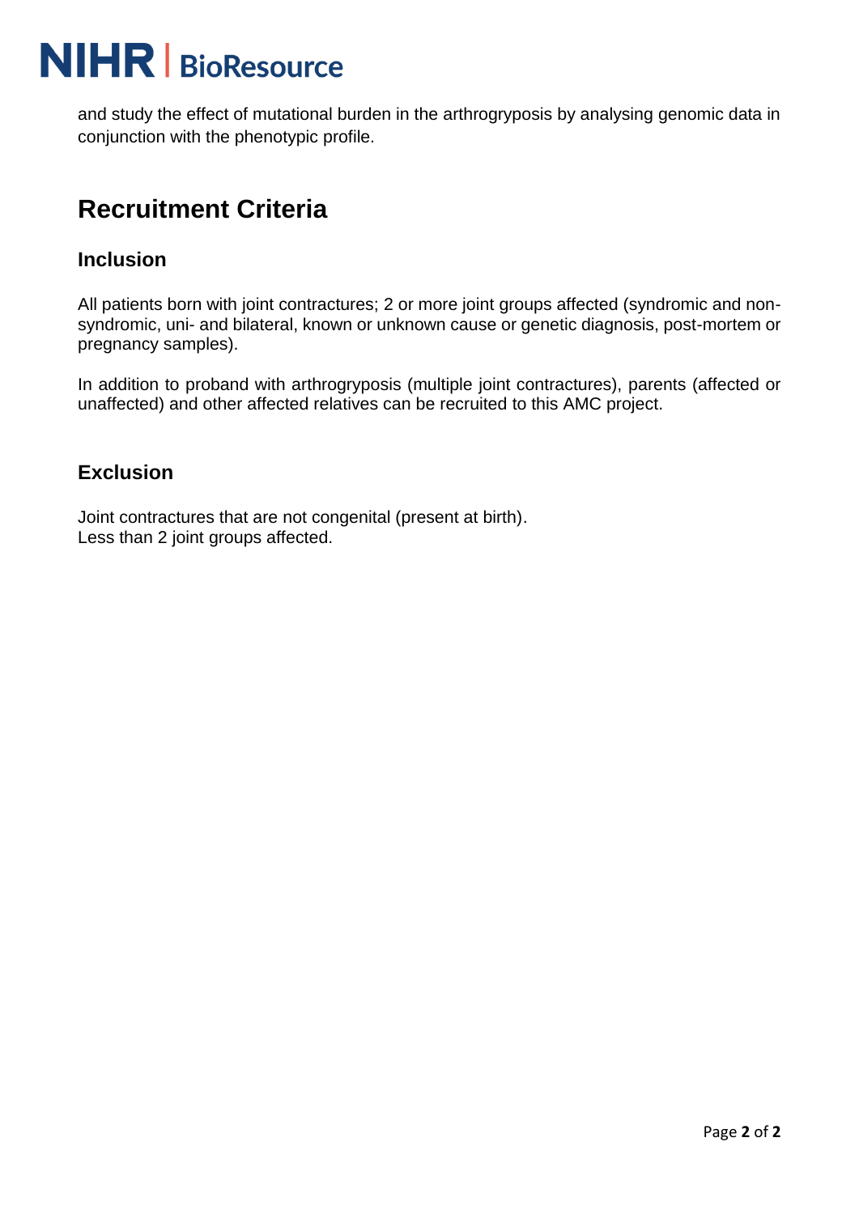and study the effect of mutational burden in the arthrogryposis by analysing genomic data in conjunction with the phenotypic profile.

## Recruitment Criteria

### Inclusion

All patients born with joint contractures; 2 or more joint groups affected (syndromic and non-syndromic, uni- and bilateral, known or unknown cause or genetic diagnosis, post-mortem or pregnancy samples).

In addition to proband with arthrogryposis (multiple joint contractures), parents (affected or unaffected) and other affected relatives can be recruited to this AMC project.

### Exclusion

Joint contractures that are not congenital (present at birth).
Less than 2 joint groups affected.